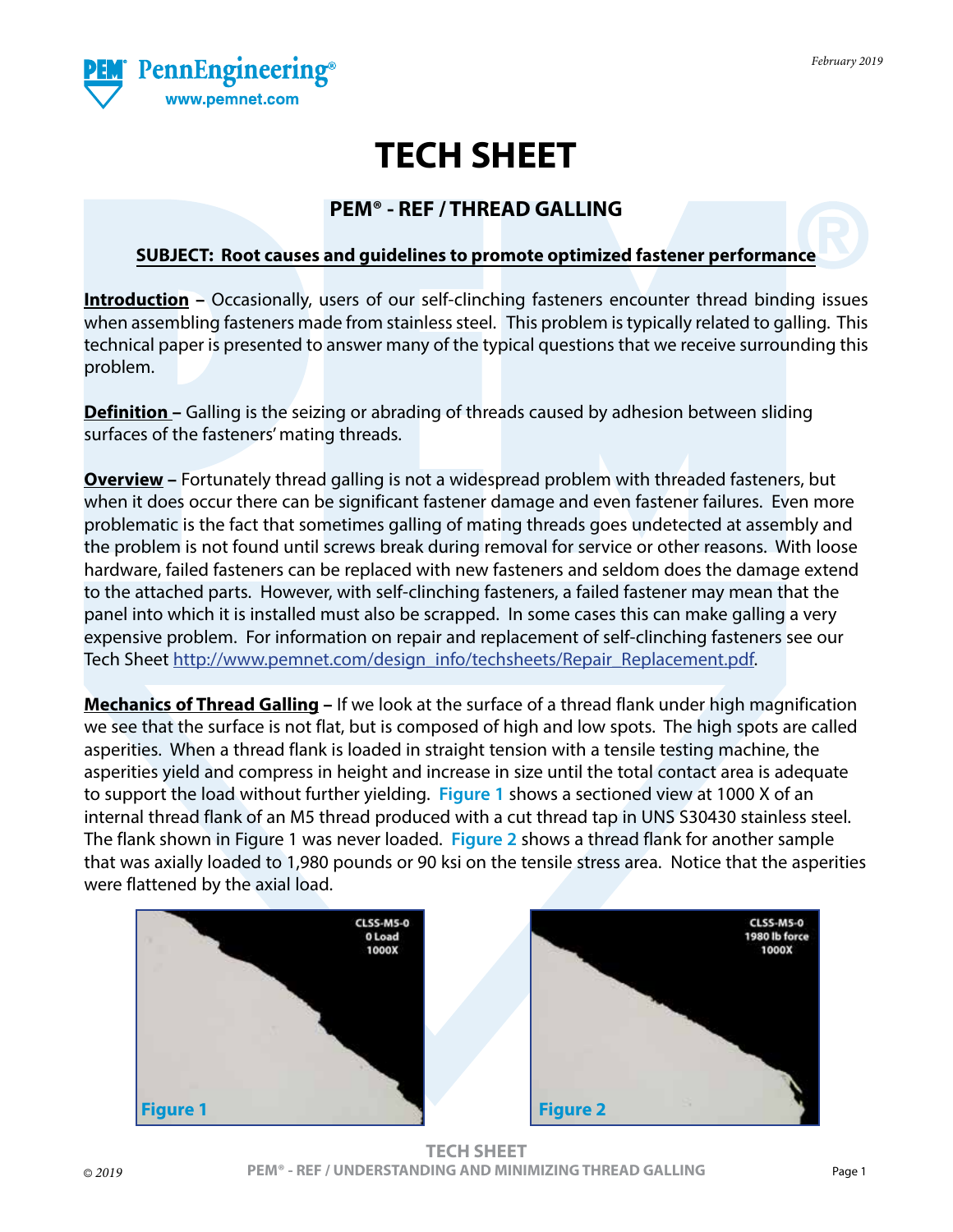February 2019

# TECH SHEET

## PEM® - REF / THREAD GALLING

**SUBJECT: Root causes and guidelines to promote optimized fastener performance**

**Introduction** – Occasionally, users of our self-clinching fasteners encounter thread binding issues when assembling fasteners made from stainless steel. This problem is typically related to galling. This technical paper is presented to answer many of the typical questions that we receive surrounding this problem.

**Definition** – Galling is the seizing or abrading of threads caused by adhesion between sliding surfaces of the fasteners' mating threads.

**Overview** – Fortunately thread galling is not a widespread problem with threaded fasteners, but when it does occur there can be significant fastener damage and even fastener failures. Even more problematic is the fact that sometimes galling of mating threads goes undetected at assembly and the problem is not found until screws break during removal for service or other reasons. With loose hardware, failed fasteners can be replaced with new fasteners and seldom does the damage extend to the attached parts. However, with self-clinching fasteners, a failed fastener may mean that the panel into which it is installed must also be scrapped. In some cases this can make galling a very expensive problem. For information on repair and replacement of self-clinching fasteners see our Tech Sheet http://www.pemnet.com/design_info/techsheets/Repair_Replacement.pdf.

**Mechanics of Thread Galling** – If we look at the surface of a thread flank under high magnification we see that the surface is not flat, but is composed of high and low spots. The high spots are called asperities. When a thread flank is loaded in straight tension with a tensile testing machine, the asperities yield and compress in height and increase in size until the total contact area is adequate to support the load without further yielding. **Figure 1** shows a sectioned view at 1000 X of an internal thread flank of an M5 thread produced with a cut thread tap in UNS S30430 stainless steel. The flank shown in Figure 1 was never loaded. **Figure 2** shows a thread flank for another sample that was axially loaded to 1,980 pounds or 90 ksi on the tensile stress area. Notice that the asperities were flattened by the axial load.

CLSS-M5-0
0 Load
1000X

**Figure 1**

CLSS-M5-0
1980 lb force
1000X

**Figure 2**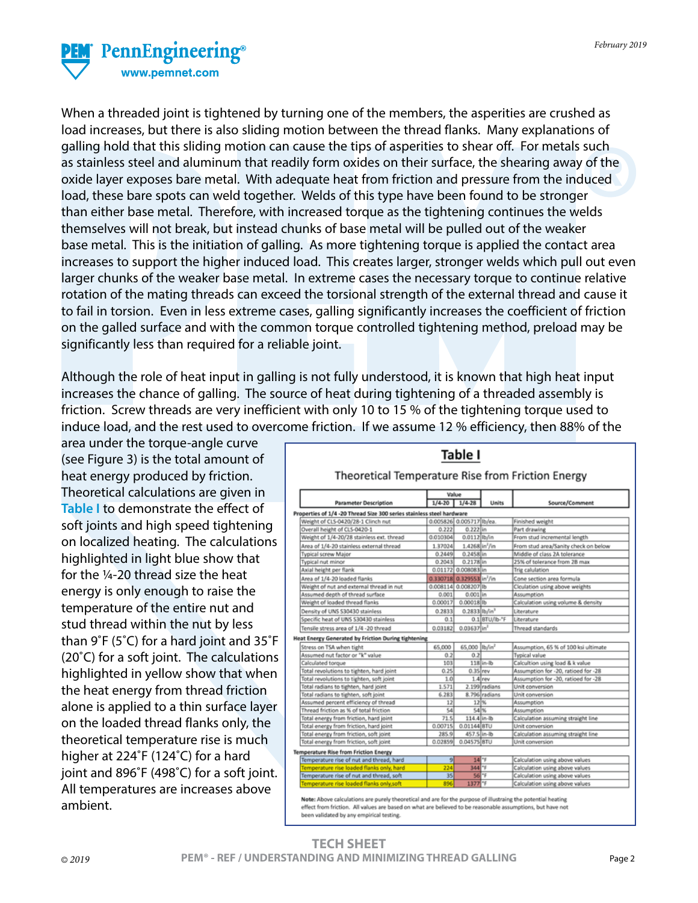When a threaded joint is tightened by turning one of the members, the asperities are crushed as load increases, but there is also sliding motion between the thread flanks. Many explanations of galling hold that this sliding motion can cause the tips of asperities to shear off. For metals such as stainless steel and aluminum that readily form oxides on their surface, the shearing away of the oxide layer exposes bare metal. With adequate heat from friction and pressure from the induced load, these bare spots can weld together. Welds of this type have been found to be stronger than either base metal. Therefore, with increased torque as the tightening continues the welds themselves will not break, but instead chunks of base metal will be pulled out of the weaker base metal. This is the initiation of galling. As more tightening torque is applied the contact area increases to support the higher induced load. This creates larger, stronger welds which pull out even larger chunks of the weaker base metal. In extreme cases the necessary torque to continue relative rotation of the mating threads can exceed the torsional strength of the external thread and cause it to fail in torsion. Even in less extreme cases, galling significantly increases the coefficient of friction on the galled surface and with the common torque controlled tightening method, preload may be significantly less than required for a reliable joint.

Although the role of heat input in galling is not fully understood, it is known that high heat input increases the chance of galling. The source of heat during tightening of a threaded assembly is friction. Screw threads are very inefficient with only 10 to 15 % of the tightening torque used to induce load, and the rest used to overcome friction. If we assume 12 % efficiency, then 88% of the area under the torque-angle curve (see Figure 3) is the total amount of heat energy produced by friction. Theoretical calculations are given in **Table I** to demonstrate the effect of soft joints and high speed tightening on localized heating. The calculations highlighted in light blue show that for the ¼-20 thread size the heat energy is only enough to raise the temperature of the entire nut and stud thread within the nut by less than 9˚F (5˚C) for a hard joint and 35˚F (20˚C) for a soft joint. The calculations highlighted in yellow show that when the heat energy from thread friction alone is applied to a thin surface layer on the loaded thread flanks only, the theoretical temperature rise is much higher at 224˚F (124˚C) for a hard joint and 896˚F (498˚C) for a soft joint. All temperatures are increases above ambient.

## Table I

### Theoretical Temperature Rise from Friction Energy

| Parameter Description | Value 1/4-20 | Value 1/4-28 | Units | Source/Comment |
|---|---|---|---|---|
| **Properties of 1/4 -20 Thread Size 300 series stainless steel hardware** | | | | |
| Weight of CLS-0420/28-1 Clinch nut | 0.005826 | 0.005717 | lb/ea. | Finished weight |
| Overall height of CLS-0420-1 | 0.222 | 0.222 | in | Part drawing |
| Weight of 1/4-20/28 stainless ext. thread | 0.010304 | 0.0112 | lb/in | From stud incremental length |
| Area of 1/4-20 stainless external thread | 1.37024 | 1.4268 | in²/in | From stud area/Sanity check on below |
| Typical screw Major | 0.2449 | 0.2458 | in | Middle of class 2A tolerance |
| Typical nut minor | 0.2043 | 0.2178 | in | 25% of tolerance from 2B max |
| Axial height per flank | 0.01172 | 0.008083 | in | Trig calculation |
| Area of 1/4-20 loaded flanks | 0.330718 | 0.329553 | in²/in | Cone section area formula |
| Weight of nut and external thread in nut | 0.008114 | 0.008207 | lb | Clculation using above weights |
| Assumed depth of thread surface | 0.001 | 0.001 | in | Assumption |
| Weight of loaded thread flanks | 0.00017 | 0.00018 | lb | Calculation using volume & density |
| Density of UNS S30430 stainless | 0.2833 | 0.2833 | lb/in³ | Literature |
| Specific heat of UNS S30430 stainless | 0.1 | 0.1 | BTU/lb-°F | Literature |
| Tensile stress area of 1/4 -20 thread | 0.03182 | 0.03637 | in² | Thread standards |
| **Heat Energy Generated by Friction During tightening** | | | | |
| Stress on TSA when tight | 65,000 | 65,000 | lb/in² | Assumption, 65 % of 100 ksi ultimate |
| Assumed nut factor or "k" value | 0.2 | 0.2 | | Typical value |
| Calculated torque | 103 | 118 | in-lb | Calcultion using load & k value |
| Total revolutions to tighten, hard joint | 0.25 | 0.35 | rev | Assumption for -20, ratioed for -28 |
| Total revolutions to tighten, soft joint | 1.0 | 1.4 | rev | Assumption for -20, ratioed for -28 |
| Total radians to tighten, hard joint | 1.571 | 2.199 | radians | Unit conversion |
| Total radians to tighten, soft joint | 6.283 | 8.796 | radians | Unit conversion |
| Assumed percent efficiency of thread | 12 | 12 | % | Assumption |
| Thread friction as % of total friction | 54 | 54 | % | Assumption |
| Total energy from friction, hard joint | 71.5 | 114.4 | in-lb | Calculation assuming straight line |
| Total energy from friction, hard joint | 0.00715 | 0.01144 | BTU | Unit conversion |
| Total energy from friction, soft joint | 285.9 | 457.5 | in-lb | Calculation assuming straight line |
| Total energy from friction, soft joint | 0.02859 | 0.04575 | BTU | Unit conversion |
| **Temperature Rise from Friction Energy** | | | | |
| Temperature rise of nut and thread, hard | 9 | 14 | °F | Calculation using above values |
| Temperature rise loaded flanks only, hard | 224 | 344 | °F | Calculation using above values |
| Temperature rise of nut and thread, soft | 35 | 56 | °F | Calculation using above values |
| Temperature rise loaded flanks only,soft | 896 | 1377 | °F | Calculation using above values |

**Note:** Above calculations are purely theoretical and are for the purpose of illustraing the potential heating effect from friction. All values are based on what are believed to be reasonable assumptions, but have not been validated by any empirical testing.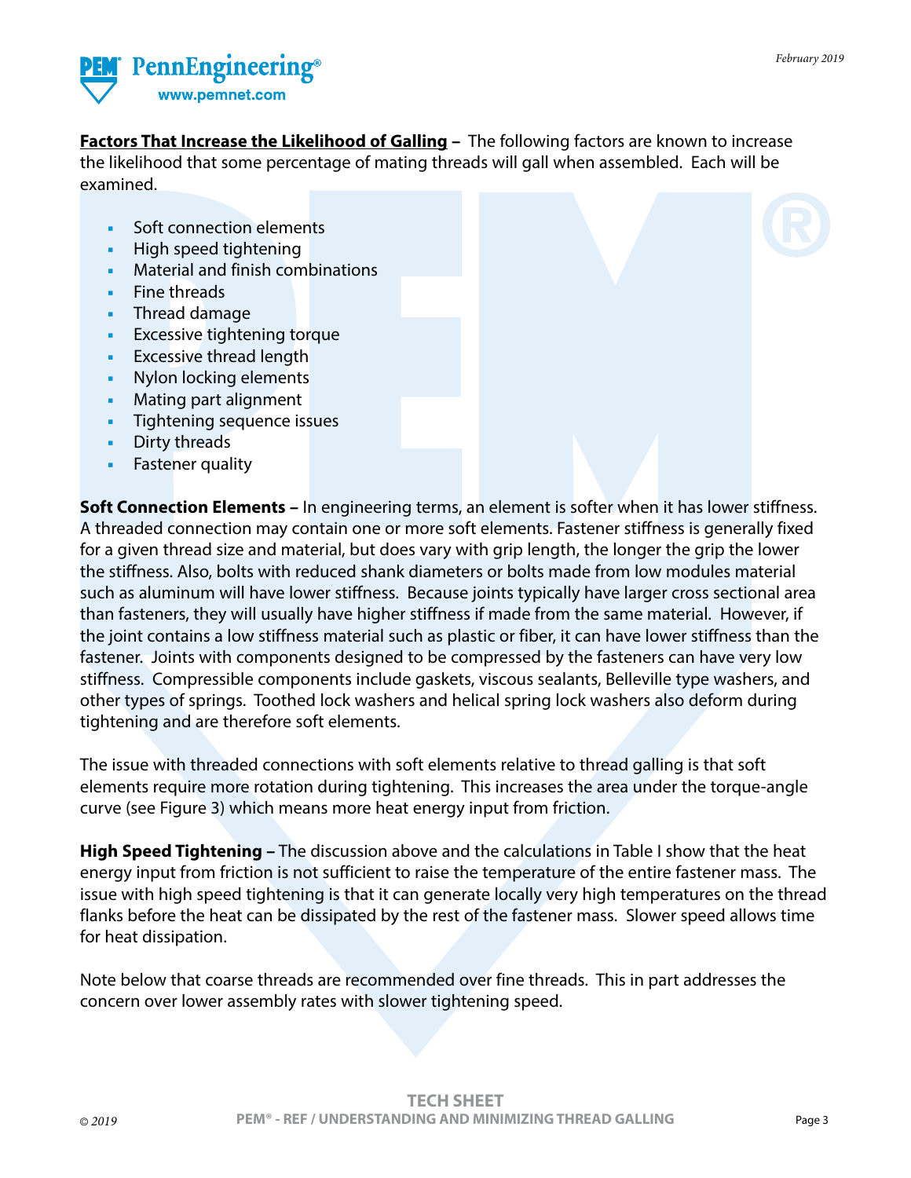**Factors That Increase the Likelihood of Galling –** The following factors are known to increase the likelihood that some percentage of mating threads will gall when assembled. Each will be examined.

- Soft connection elements
- High speed tightening
- Material and finish combinations
- Fine threads
- Thread damage
- Excessive tightening torque
- Excessive thread length
- Nylon locking elements
- Mating part alignment
- Tightening sequence issues
- Dirty threads
- Fastener quality

**Soft Connection Elements –** In engineering terms, an element is softer when it has lower stiffness. A threaded connection may contain one or more soft elements. Fastener stiffness is generally fixed for a given thread size and material, but does vary with grip length, the longer the grip the lower the stiffness. Also, bolts with reduced shank diameters or bolts made from low modules material such as aluminum will have lower stiffness. Because joints typically have larger cross sectional area than fasteners, they will usually have higher stiffness if made from the same material. However, if the joint contains a low stiffness material such as plastic or fiber, it can have lower stiffness than the fastener. Joints with components designed to be compressed by the fasteners can have very low stiffness. Compressible components include gaskets, viscous sealants, Belleville type washers, and other types of springs. Toothed lock washers and helical spring lock washers also deform during tightening and are therefore soft elements.

The issue with threaded connections with soft elements relative to thread galling is that soft elements require more rotation during tightening. This increases the area under the torque-angle curve (see Figure 3) which means more heat energy input from friction.

**High Speed Tightening –** The discussion above and the calculations in Table I show that the heat energy input from friction is not sufficient to raise the temperature of the entire fastener mass. The issue with high speed tightening is that it can generate locally very high temperatures on the thread flanks before the heat can be dissipated by the rest of the fastener mass. Slower speed allows time for heat dissipation.

Note below that coarse threads are recommended over fine threads. This in part addresses the concern over lower assembly rates with slower tightening speed.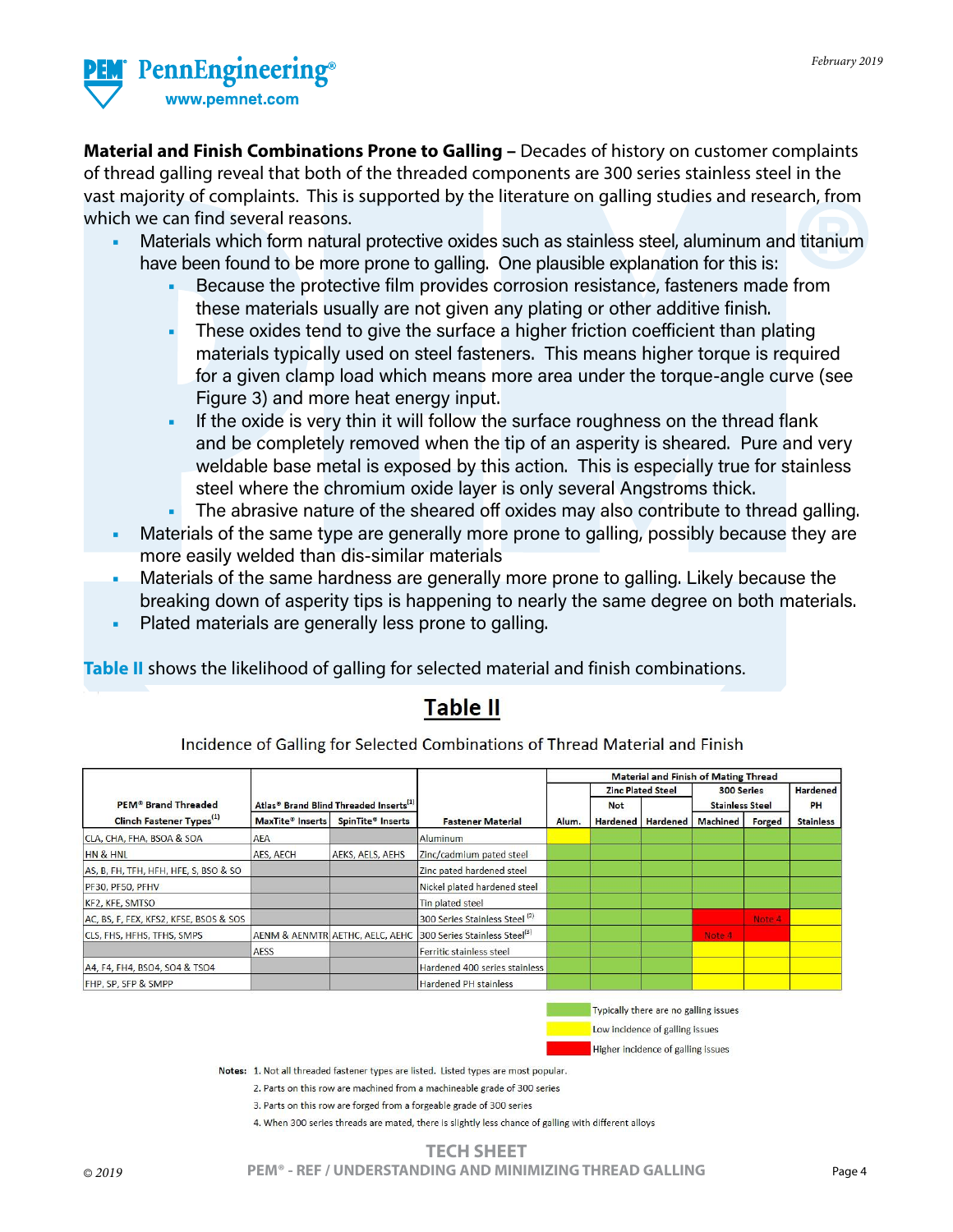**Material and Finish Combinations Prone to Galling –** Decades of history on customer complaints of thread galling reveal that both of the threaded components are 300 series stainless steel in the vast majority of complaints. This is supported by the literature on galling studies and research, from which we can find several reasons.

- Materials which form natural protective oxides such as stainless steel, aluminum and titanium have been found to be more prone to galling. One plausible explanation for this is:
  - Because the protective film provides corrosion resistance, fasteners made from these materials usually are not given any plating or other additive finish.
  - These oxides tend to give the surface a higher friction coefficient than plating materials typically used on steel fasteners. This means higher torque is required for a given clamp load which means more area under the torque-angle curve (see Figure 3) and more heat energy input.
  - If the oxide is very thin it will follow the surface roughness on the thread flank and be completely removed when the tip of an asperity is sheared. Pure and very weldable base metal is exposed by this action. This is especially true for stainless steel where the chromium oxide layer is only several Angstroms thick.
  - The abrasive nature of the sheared off oxides may also contribute to thread galling.
- Materials of the same type are generally more prone to galling, possibly because they are more easily welded than dis-similar materials
- Materials of the same hardness are generally more prone to galling. Likely because the breaking down of asperity tips is happening to nearly the same degree on both materials.
- Plated materials are generally less prone to galling.

**Table II** shows the likelihood of galling for selected material and finish combinations.

## Table II

Incidence of Galling for Selected Combinations of Thread Material and Finish

| PEM® Brand Threaded Clinch Fastener Types[1] | Atlas® Brand Blind Threaded Inserts[1] MaxTite® Inserts | Atlas® Brand Blind Threaded Inserts[1] SpinTite® Inserts | Fastener Material | Material and Finish of Mating Thread: Alum. | Zinc Plated Steel: Not Hardened | Zinc Plated Steel: Hardened | 300 Series Stainless Steel: Machined | 300 Series Stainless Steel: Forged | Hardened PH Stainless |
|---|---|---|---|---|---|---|---|---|---|
| CLA, CHA, FHA, BSOA & SOA | AEA | | Aluminum | Yellow | Green | Green | Green | Green | Green |
| HN & HNL | AES, AECH | AEKS, AELS, AEHS | Zinc/cadmium pated steel | Green | Green | Green | Green | Green | Green |
| AS, B, FH, TFH, HFH, HFE, S, BSO & SO | | | Zinc pated hardened steel | Green | Green | Green | Green | Green | Green |
| PF30, PF50, PFHV | | | Nickel plated hardened steel | Green | Green | Green | Green | Green | Green |
| KF2, KFE, SMTSO | | | Tin plated steel | Green | Green | Green | Green | Green | Green |
| AC, BS, F, FEX, KFS2, KFSE, BSOS & SOS | | | 300 Series Stainless Steel[2] | Green | Green | Green | Red | Red (Note 4) | Yellow |
| CLS, FHS, HFHS, TFHS, SMPS | AENM & AENMTR | AETHC, AELC, AEHC | 300 Series Stainless Steel[3] | Green | Green | Green | Red (Note 4) | Red | Yellow |
| | AESS | | Ferritic stainless steel | Green | Green | Green | Yellow | Yellow | Yellow |
| A4, F4, FH4, BSO4, SO4 & TSO4 | | | Hardened 400 series stainless | Green | Green | Green | Yellow | Yellow | Yellow |
| FHP, SP, SFP & SMPP | | | Hardened PH stainless | Green | Green | Green | Yellow | Yellow | Yellow |

Green: Typically there are no galling issues
Yellow: Low incidence of galling issues
Red: Higher incidence of galling issues

Notes:
1. Not all threaded fastener types are listed. Listed types are most popular.
2. Parts on this row are machined from a machineable grade of 300 series
3. Parts on this row are forged from a forgeable grade of 300 series
4. When 300 series threads are mated, there is slightly less chance of galling with different alloys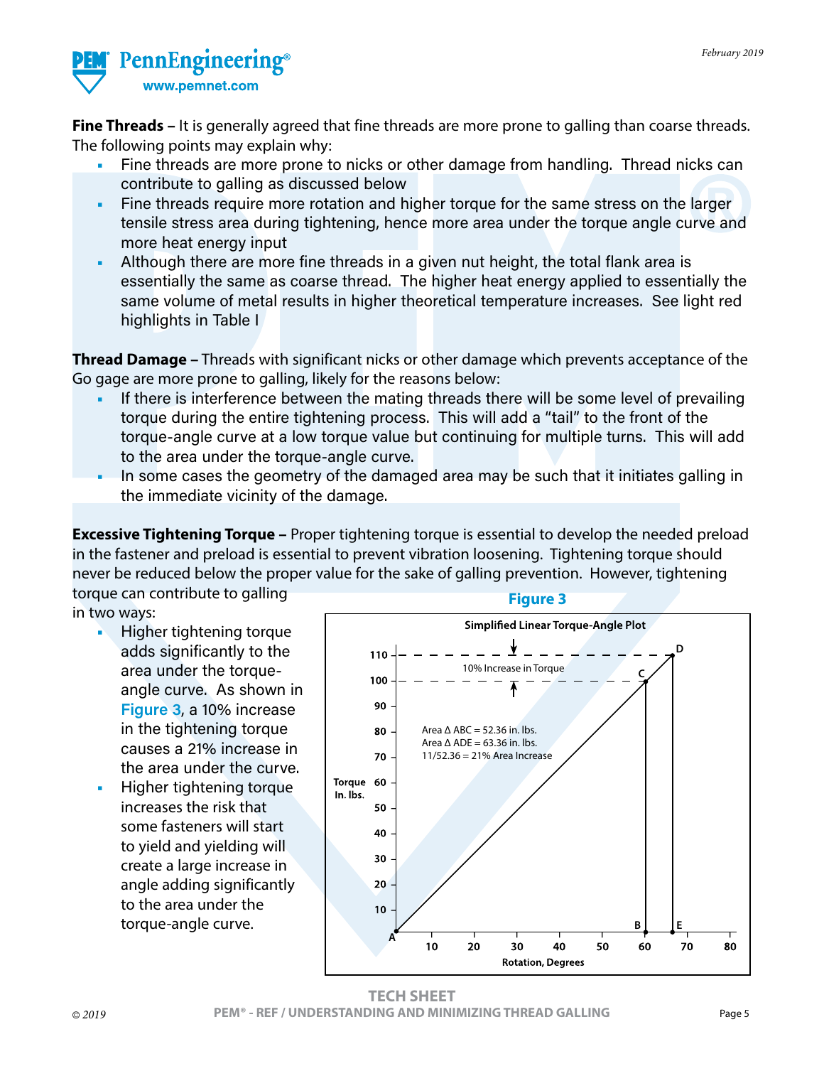**Fine Threads –** It is generally agreed that fine threads are more prone to galling than coarse threads. The following points may explain why:

- Fine threads are more prone to nicks or other damage from handling. Thread nicks can contribute to galling as discussed below
- Fine threads require more rotation and higher torque for the same stress on the larger tensile stress area during tightening, hence more area under the torque angle curve and more heat energy input
- Although there are more fine threads in a given nut height, the total flank area is essentially the same as coarse thread. The higher heat energy applied to essentially the same volume of metal results in higher theoretical temperature increases. See light red highlights in Table I

**Thread Damage –** Threads with significant nicks or other damage which prevents acceptance of the Go gage are more prone to galling, likely for the reasons below:

- If there is interference between the mating threads there will be some level of prevailing torque during the entire tightening process. This will add a "tail" to the front of the torque-angle curve at a low torque value but continuing for multiple turns. This will add to the area under the torque-angle curve.
- In some cases the geometry of the damaged area may be such that it initiates galling in the immediate vicinity of the damage.

**Excessive Tightening Torque –** Proper tightening torque is essential to develop the needed preload in the fastener and preload is essential to prevent vibration loosening. Tightening torque should never be reduced below the proper value for the sake of galling prevention. However, tightening torque can contribute to galling in two ways:

- Higher tightening torque adds significantly to the area under the torque-angle curve. As shown in Figure 3, a 10% increase in the tightening torque causes a 21% increase in the area under the curve.
- Higher tightening torque increases the risk that some fasteners will start to yield and yielding will create a large increase in angle adding significantly to the area under the torque-angle curve.

**Figure 3**

Simplified Linear Torque-Angle Plot

10% Increase in Torque

Area Δ ABC = 52.36 in. lbs.
Area Δ ADE = 63.36 in. lbs.
11/52.36 = 21% Area Increase

Torque In. lbs. / Rotation, Degrees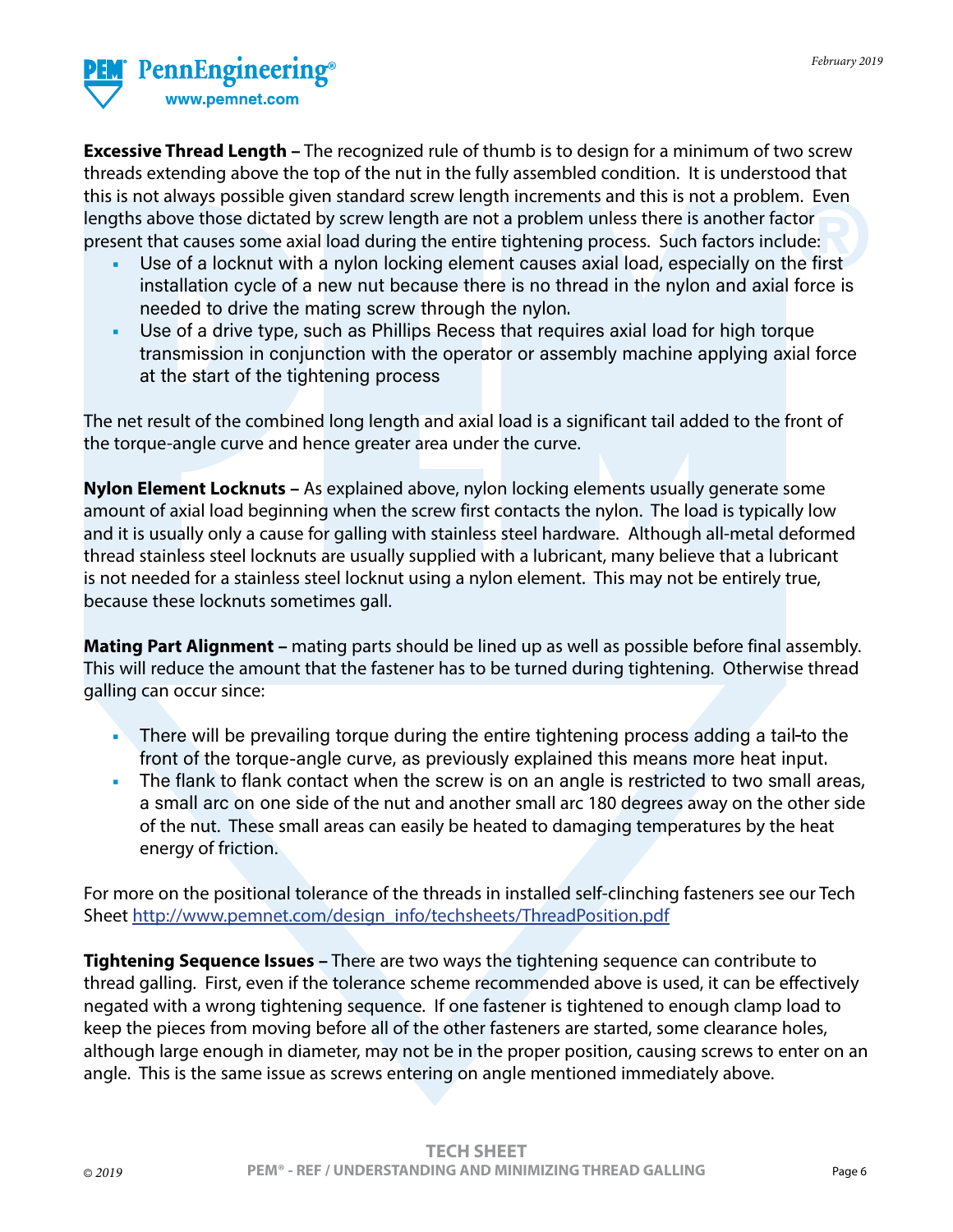**Excessive Thread Length –** The recognized rule of thumb is to design for a minimum of two screw threads extending above the top of the nut in the fully assembled condition. It is understood that this is not always possible given standard screw length increments and this is not a problem. Even lengths above those dictated by screw length are not a problem unless there is another factor present that causes some axial load during the entire tightening process. Such factors include:

- Use of a locknut with a nylon locking element causes axial load, especially on the first installation cycle of a new nut because there is no thread in the nylon and axial force is needed to drive the mating screw through the nylon.
- Use of a drive type, such as Phillips Recess that requires axial load for high torque transmission in conjunction with the operator or assembly machine applying axial force at the start of the tightening process

The net result of the combined long length and axial load is a significant tail added to the front of the torque-angle curve and hence greater area under the curve.

**Nylon Element Locknuts –** As explained above, nylon locking elements usually generate some amount of axial load beginning when the screw first contacts the nylon. The load is typically low and it is usually only a cause for galling with stainless steel hardware. Although all-metal deformed thread stainless steel locknuts are usually supplied with a lubricant, many believe that a lubricant is not needed for a stainless steel locknut using a nylon element. This may not be entirely true, because these locknuts sometimes gall.

**Mating Part Alignment –** mating parts should be lined up as well as possible before final assembly. This will reduce the amount that the fastener has to be turned during tightening. Otherwise thread galling can occur since:

- There will be prevailing torque during the entire tightening process adding a tail-to the front of the torque-angle curve, as previously explained this means more heat input.
- The flank to flank contact when the screw is on an angle is restricted to two small areas, a small arc on one side of the nut and another small arc 180 degrees away on the other side of the nut. These small areas can easily be heated to damaging temperatures by the heat energy of friction.

For more on the positional tolerance of the threads in installed self-clinching fasteners see our Tech Sheet http://www.pemnet.com/design_info/techsheets/ThreadPosition.pdf

**Tightening Sequence Issues –** There are two ways the tightening sequence can contribute to thread galling. First, even if the tolerance scheme recommended above is used, it can be effectively negated with a wrong tightening sequence. If one fastener is tightened to enough clamp load to keep the pieces from moving before all of the other fasteners are started, some clearance holes, although large enough in diameter, may not be in the proper position, causing screws to enter on an angle. This is the same issue as screws entering on angle mentioned immediately above.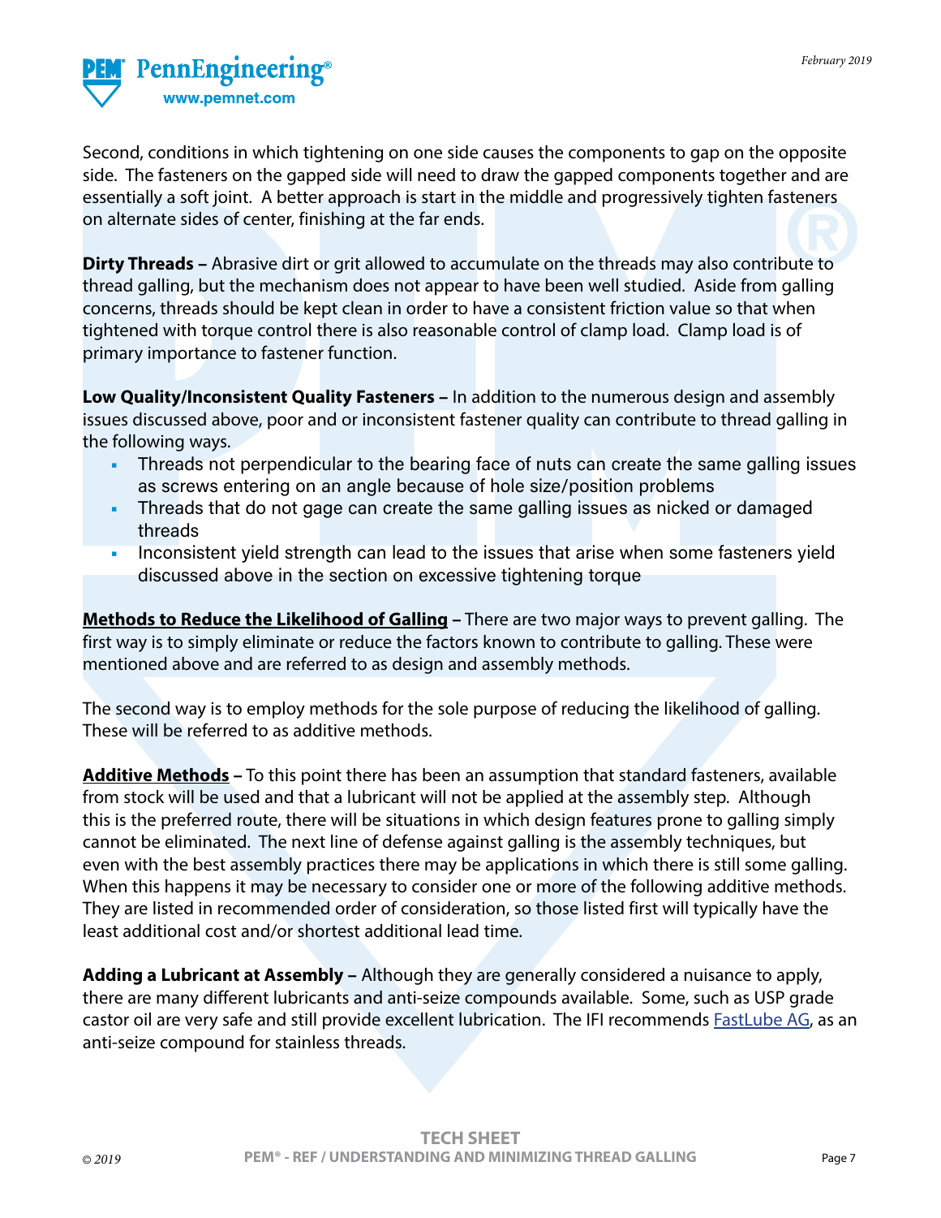Second, conditions in which tightening on one side causes the components to gap on the opposite side. The fasteners on the gapped side will need to draw the gapped components together and are essentially a soft joint. A better approach is start in the middle and progressively tighten fasteners on alternate sides of center, finishing at the far ends.

**Dirty Threads –** Abrasive dirt or grit allowed to accumulate on the threads may also contribute to thread galling, but the mechanism does not appear to have been well studied. Aside from galling concerns, threads should be kept clean in order to have a consistent friction value so that when tightened with torque control there is also reasonable control of clamp load. Clamp load is of primary importance to fastener function.

**Low Quality/Inconsistent Quality Fasteners –** In addition to the numerous design and assembly issues discussed above, poor and or inconsistent fastener quality can contribute to thread galling in the following ways.

- Threads not perpendicular to the bearing face of nuts can create the same galling issues as screws entering on an angle because of hole size/position problems
- Threads that do not gage can create the same galling issues as nicked or damaged threads
- Inconsistent yield strength can lead to the issues that arise when some fasteners yield discussed above in the section on excessive tightening torque

**Methods to Reduce the Likelihood of Galling –** There are two major ways to prevent galling. The first way is to simply eliminate or reduce the factors known to contribute to galling. These were mentioned above and are referred to as design and assembly methods.

The second way is to employ methods for the sole purpose of reducing the likelihood of galling. These will be referred to as additive methods.

**Additive Methods –** To this point there has been an assumption that standard fasteners, available from stock will be used and that a lubricant will not be applied at the assembly step. Although this is the preferred route, there will be situations in which design features prone to galling simply cannot be eliminated. The next line of defense against galling is the assembly techniques, but even with the best assembly practices there may be applications in which there is still some galling. When this happens it may be necessary to consider one or more of the following additive methods. They are listed in recommended order of consideration, so those listed first will typically have the least additional cost and/or shortest additional lead time.

**Adding a Lubricant at Assembly –** Although they are generally considered a nuisance to apply, there are many different lubricants and anti-seize compounds available. Some, such as USP grade castor oil are very safe and still provide excellent lubrication. The IFI recommends FastLube AG, as an anti-seize compound for stainless threads.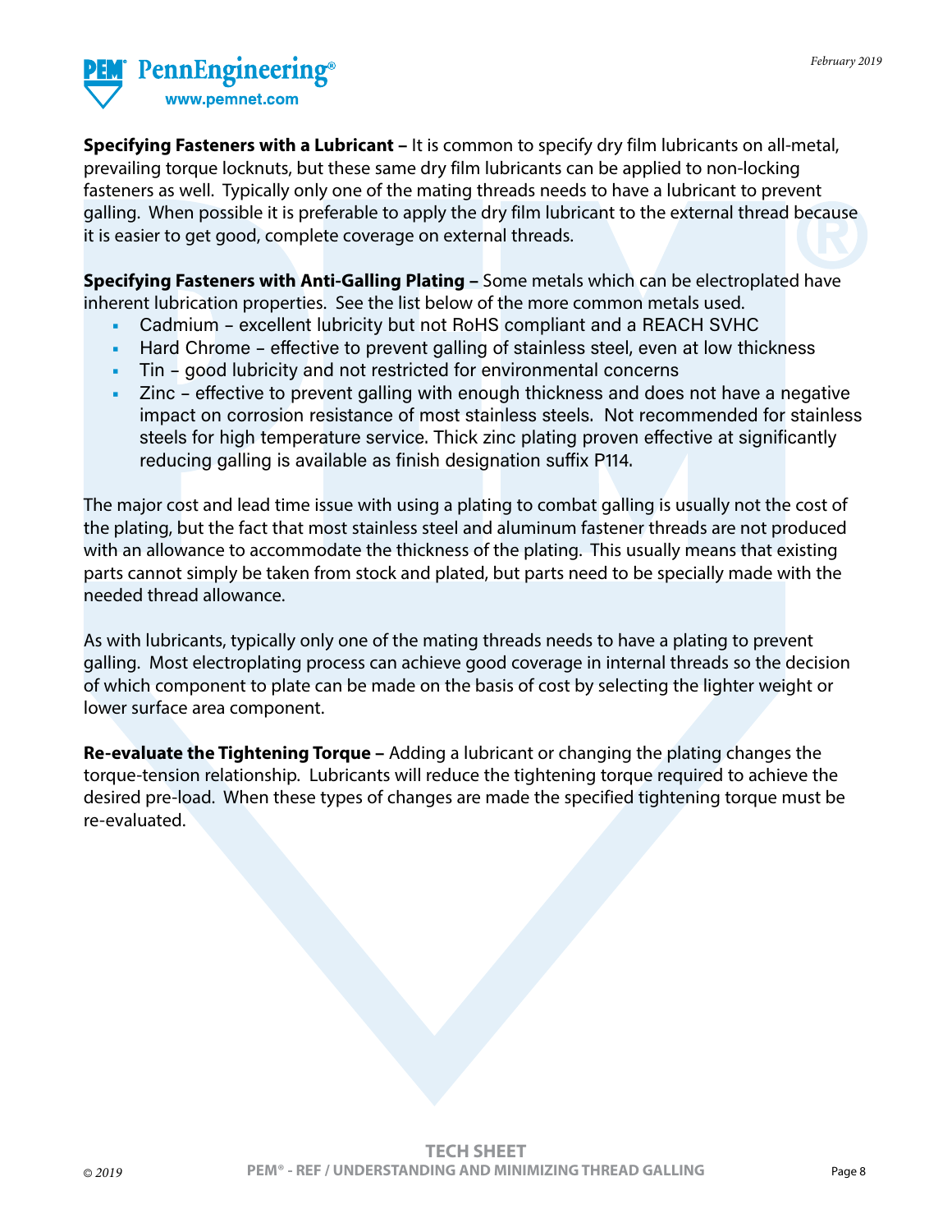**Specifying Fasteners with a Lubricant –** It is common to specify dry film lubricants on all-metal, prevailing torque locknuts, but these same dry film lubricants can be applied to non-locking fasteners as well. Typically only one of the mating threads needs to have a lubricant to prevent galling. When possible it is preferable to apply the dry film lubricant to the external thread because it is easier to get good, complete coverage on external threads.

**Specifying Fasteners with Anti-Galling Plating –** Some metals which can be electroplated have inherent lubrication properties. See the list below of the more common metals used.

- Cadmium – excellent lubricity but not RoHS compliant and a REACH SVHC
- Hard Chrome – effective to prevent galling of stainless steel, even at low thickness
- Tin – good lubricity and not restricted for environmental concerns
- Zinc – effective to prevent galling with enough thickness and does not have a negative impact on corrosion resistance of most stainless steels. Not recommended for stainless steels for high temperature service. Thick zinc plating proven effective at significantly reducing galling is available as finish designation suffix P114.

The major cost and lead time issue with using a plating to combat galling is usually not the cost of the plating, but the fact that most stainless steel and aluminum fastener threads are not produced with an allowance to accommodate the thickness of the plating. This usually means that existing parts cannot simply be taken from stock and plated, but parts need to be specially made with the needed thread allowance.

As with lubricants, typically only one of the mating threads needs to have a plating to prevent galling. Most electroplating process can achieve good coverage in internal threads so the decision of which component to plate can be made on the basis of cost by selecting the lighter weight or lower surface area component.

**Re-evaluate the Tightening Torque –** Adding a lubricant or changing the plating changes the torque-tension relationship. Lubricants will reduce the tightening torque required to achieve the desired pre-load. When these types of changes are made the specified tightening torque must be re-evaluated.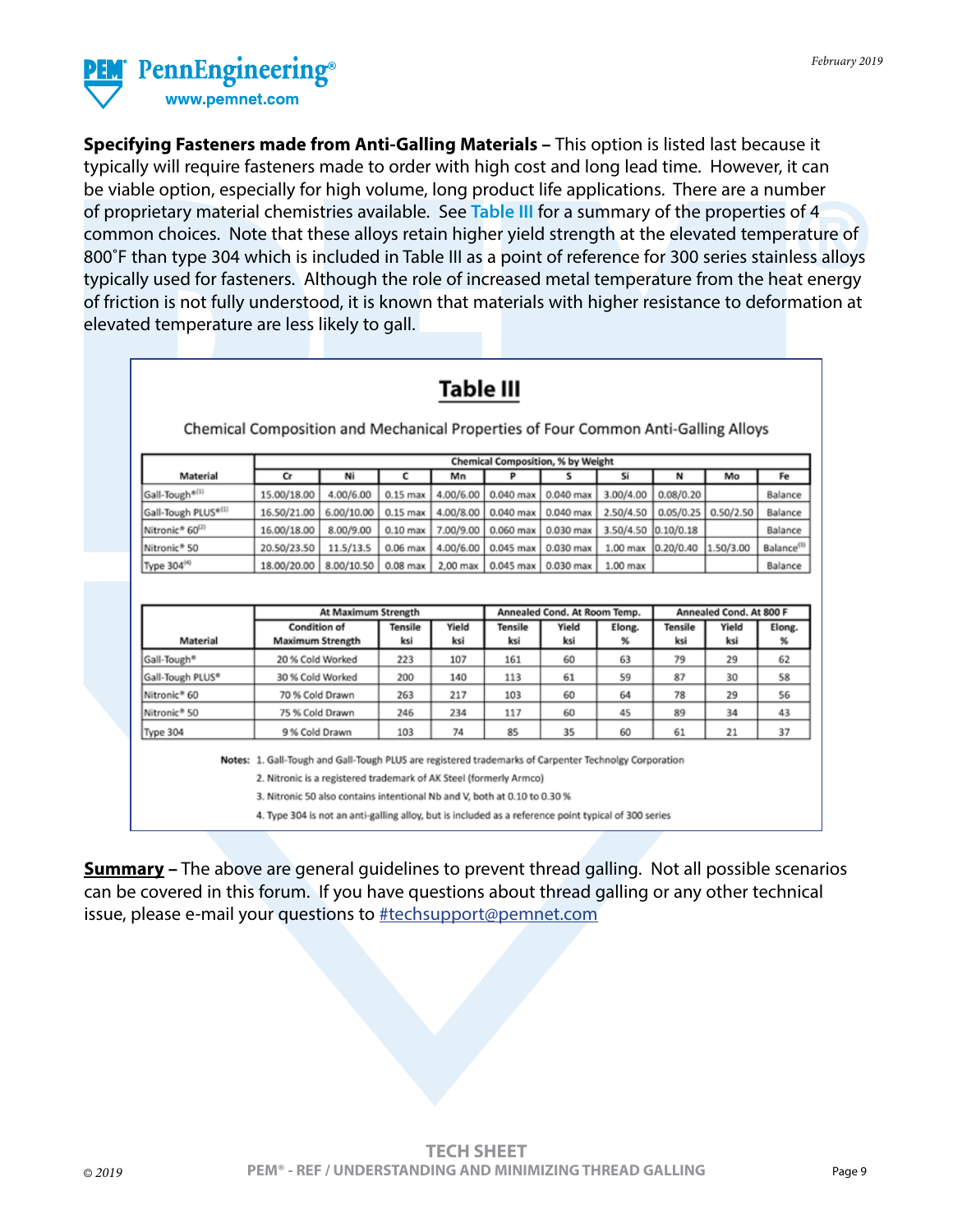**Specifying Fasteners made from Anti-Galling Materials –** This option is listed last because it typically will require fasteners made to order with high cost and long lead time. However, it can be viable option, especially for high volume, long product life applications. There are a number of proprietary material chemistries available. See **Table III** for a summary of the properties of 4 common choices. Note that these alloys retain higher yield strength at the elevated temperature of 800˚F than type 304 which is included in Table III as a point of reference for 300 series stainless alloys typically used for fasteners. Although the role of increased metal temperature from the heat energy of friction is not fully understood, it is known that materials with higher resistance to deformation at elevated temperature are less likely to gall.

## Table III

Chemical Composition and Mechanical Properties of Four Common Anti-Galling Alloys

| Material | Chemical Composition, % by Weight | | | | | | | | | |
|---|---|---|---|---|---|---|---|---|---|---|
| | Cr | Ni | C | Mn | P | S | Si | N | Mo | Fe |
| Gall-Tough®[1] | 15.00/18.00 | 4.00/6.00 | 0.15 max | 4.00/6.00 | 0.040 max | 0.040 max | 3.00/4.00 | 0.08/0.20 | | Balance |
| Gall-Tough PLUS®[1] | 16.50/21.00 | 6.00/10.00 | 0.15 max | 4.00/8.00 | 0.040 max | 0.040 max | 2.50/4.50 | 0.05/0.25 | 0.50/2.50 | Balance |
| Nitronic® 60[2] | 16.00/18.00 | 8.00/9.00 | 0.10 max | 7.00/9.00 | 0.060 max | 0.030 max | 3.50/4.50 | 0.10/0.18 | | Balance |
| Nitronic® 50 | 20.50/23.50 | 11.5/13.5 | 0.06 max | 4.00/6.00 | 0.045 max | 0.030 max | 1.00 max | 0.20/0.40 | 1.50/3.00 | Balance[3] |
| Type 304[4] | 18.00/20.00 | 8.00/10.50 | 0.08 max | 2.00 max | 0.045 max | 0.030 max | 1.00 max | | | Balance |

| Material | At Maximum Strength | | | Annealed Cond. At Room Temp. | | | Annealed Cond. At 800 F | | |
|---|---|---|---|---|---|---|---|---|---|
| | Condition of Maximum Strength | Tensile ksi | Yield ksi | Tensile ksi | Yield ksi | Elong. % | Tensile ksi | Yield ksi | Elong. % |
| Gall-Tough® | 20 % Cold Worked | 223 | 107 | 161 | 60 | 63 | 79 | 29 | 62 |
| Gall-Tough PLUS® | 30 % Cold Worked | 200 | 140 | 113 | 61 | 59 | 87 | 30 | 58 |
| Nitronic® 60 | 70 % Cold Drawn | 263 | 217 | 103 | 60 | 64 | 78 | 29 | 56 |
| Nitronic® 50 | 75 % Cold Drawn | 246 | 234 | 117 | 60 | 45 | 89 | 34 | 43 |
| Type 304 | 9 % Cold Drawn | 103 | 74 | 85 | 35 | 60 | 61 | 21 | 37 |

Notes:
1. Gall-Tough and Gall-Tough PLUS are registered trademarks of Carpenter Technolgy Corporation
2. Nitronic is a registered trademark of AK Steel (formerly Armco)
3. Nitronic 50 also contains intentional Nb and V, both at 0.10 to 0.30 %
4. Type 304 is not an anti-galling alloy, but is included as a reference point typical of 300 series

**Summary –** The above are general guidelines to prevent thread galling. Not all possible scenarios can be covered in this forum. If you have questions about thread galling or any other technical issue, please e-mail your questions to #techsupport@pemnet.com